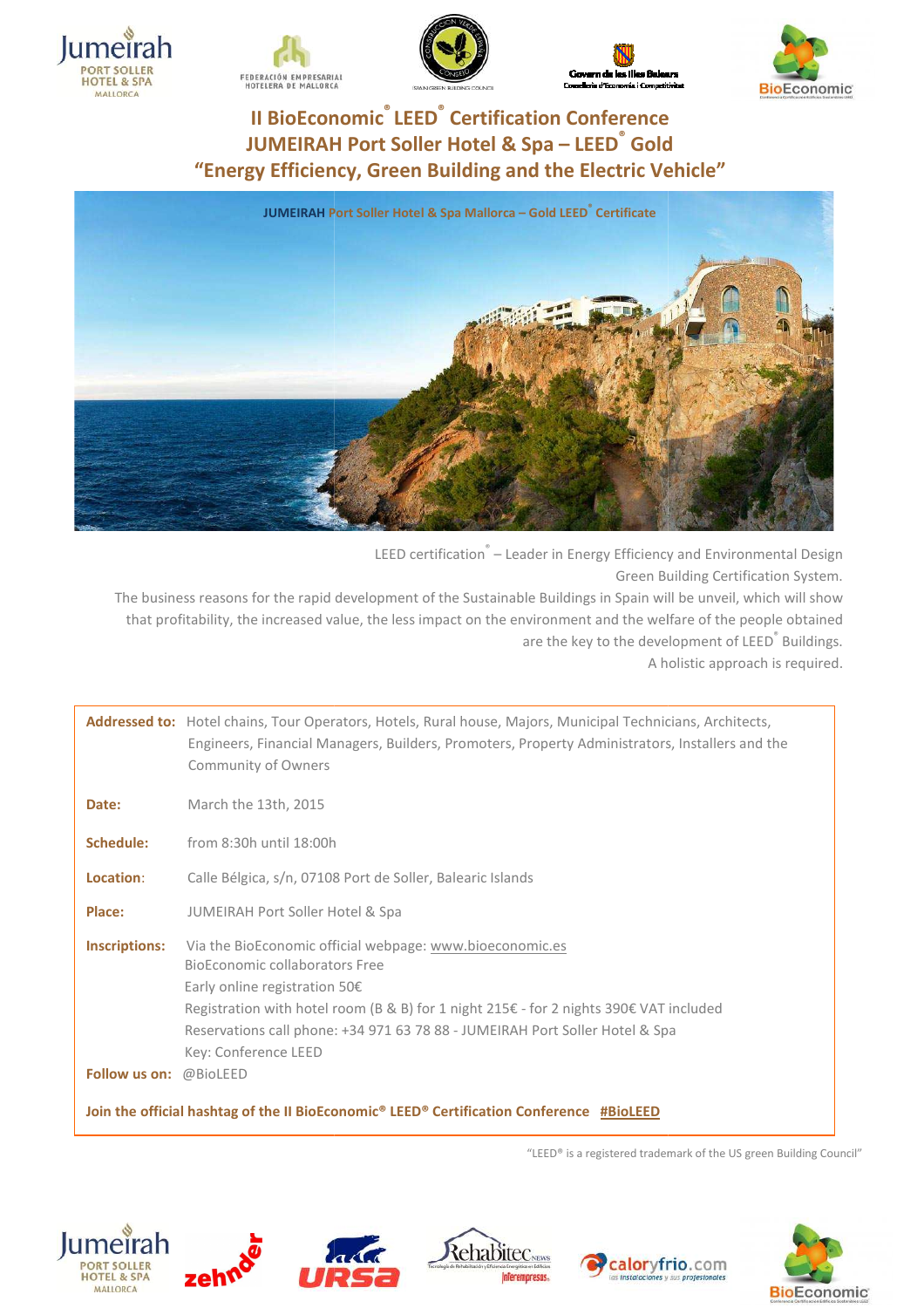# II BioEconomic® LEED® Certification Conference
# JUMEIRAH Port Soller Hotel & Spa – LEED® Gold
# "Energy Efficiency, Green Building and the Electric Vehicle"

JUMEIRAH Port Soller Hotel & Spa Mallorca – Gold LEED® Certificate

LEED certification® – Leader in Energy Efficiency and Environmental Design Green Building Certification System.

The business reasons for the rapid development of the Sustainable Buildings in Spain will be unveil, which will show that profitability, the increased value, the less impact on the environment and the welfare of the people obtained are the key to the development of LEED® Buildings.

A holistic approach is required.

**Addressed to:** Hotel chains, Tour Operators, Hotels, Rural house, Majors, Municipal Technicians, Architects, Engineers, Financial Managers, Builders, Promoters, Property Administrators, Installers and the Community of Owners

**Date:** March the 13th, 2015

**Schedule:** from 8:30h until 18:00h

**Location:** Calle Bélgica, s/n, 07108 Port de Soller, Balearic Islands

**Place:** JUMEIRAH Port Soller Hotel & Spa

**Inscriptions:** Via the BioEconomic official webpage: www.bioeconomic.es
BioEconomic collaborators Free
Early online registration 50€
Registration with hotel room (B & B) for 1 night 215€ - for 2 nights 390€ VAT included
Reservations call phone: +34 971 63 78 88 - JUMEIRAH Port Soller Hotel & Spa
Key: Conference LEED

**Follow us on:** @BioLEED

**Join the official hashtag of the II BioEconomic® LEED® Certification Conference #BioLEED**

"LEED® is a registered trademark of the US green Building Council"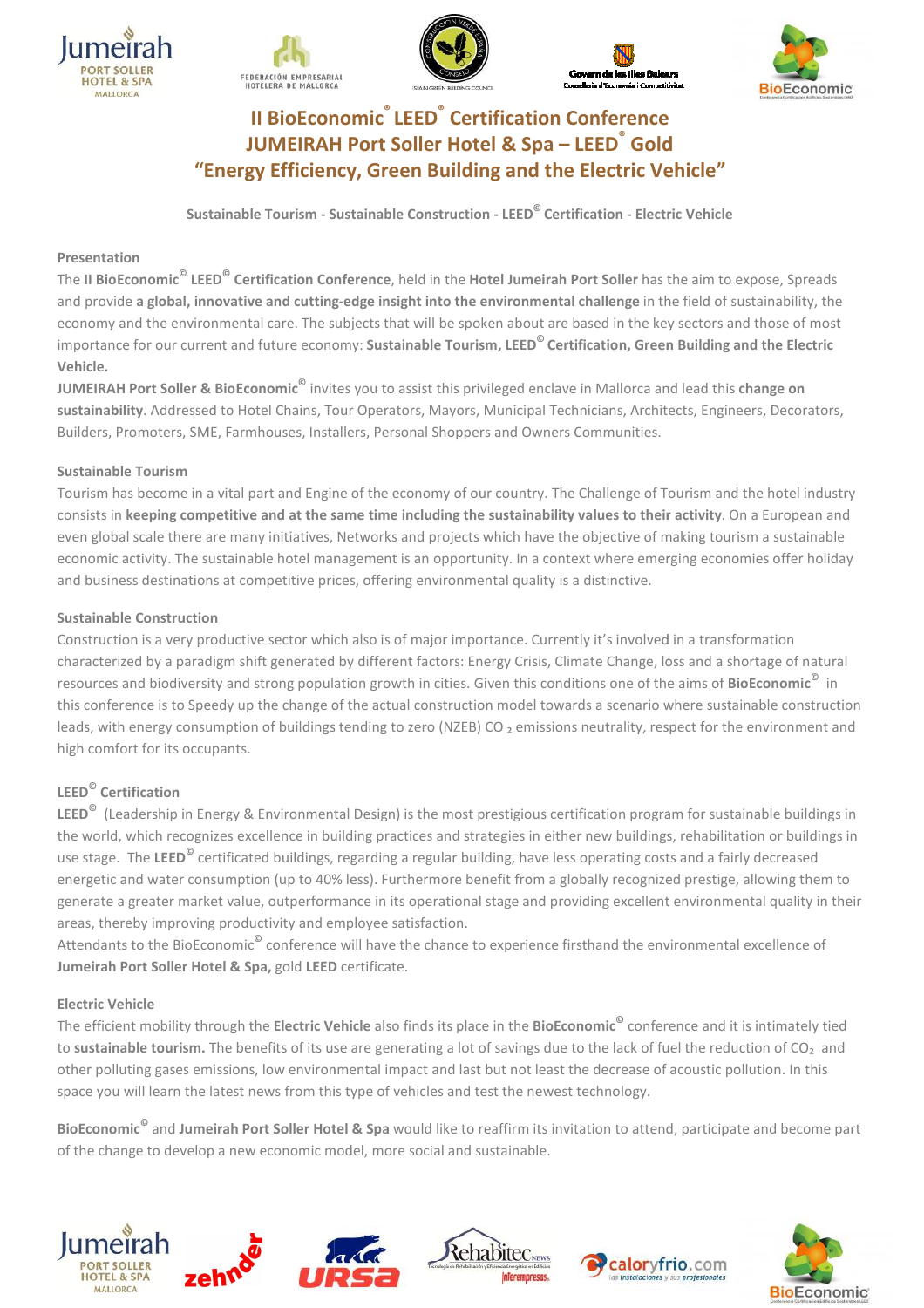# II BioEconomic® LEED® Certification Conference
# JUMEIRAH Port Soller Hotel & Spa – LEED® Gold
# "Energy Efficiency, Green Building and the Electric Vehicle"

**Sustainable Tourism - Sustainable Construction - LEED© Certification - Electric Vehicle**

### Presentation

The **II BioEconomic© LEED© Certification Conference**, held in the **Hotel Jumeirah Port Soller** has the aim to expose, Spreads and provide **a global, innovative and cutting-edge insight into the environmental challenge** in the field of sustainability, the economy and the environmental care. The subjects that will be spoken about are based in the key sectors and those of most importance for our current and future economy: **Sustainable Tourism, LEED© Certification, Green Building and the Electric Vehicle.**

**JUMEIRAH Port Soller & BioEconomic©** invites you to assist this privileged enclave in Mallorca and lead this **change on sustainability**. Addressed to Hotel Chains, Tour Operators, Mayors, Municipal Technicians, Architects, Engineers, Decorators, Builders, Promoters, SME, Farmhouses, Installers, Personal Shoppers and Owners Communities.

### Sustainable Tourism

Tourism has become in a vital part and Engine of the economy of our country. The Challenge of Tourism and the hotel industry consists in **keeping competitive and at the same time including the sustainability values to their activity**. On a European and even global scale there are many initiatives, Networks and projects which have the objective of making tourism a sustainable economic activity. The sustainable hotel management is an opportunity. In a context where emerging economies offer holiday and business destinations at competitive prices, offering environmental quality is a distinctive.

### Sustainable Construction

Construction is a very productive sector which also is of major importance. Currently it's involved in a transformation characterized by a paradigm shift generated by different factors: Energy Crisis, Climate Change, loss and a shortage of natural resources and biodiversity and strong population growth in cities. Given this conditions one of the aims of **BioEconomic©** in this conference is to Speedy up the change of the actual construction model towards a scenario where sustainable construction leads, with energy consumption of buildings tending to zero (NZEB) $CO_2$ emissions neutrality, respect for the environment and high comfort for its occupants.

### LEED© Certification

**LEED©** (Leadership in Energy & Environmental Design) is the most prestigious certification program for sustainable buildings in the world, which recognizes excellence in building practices and strategies in either new buildings, rehabilitation or buildings in use stage. The **LEED©** certificated buildings, regarding a regular building, have less operating costs and a fairly decreased energetic and water consumption (up to 40% less). Furthermore benefit from a globally recognized prestige, allowing them to generate a greater market value, outperformance in its operational stage and providing excellent environmental quality in their areas, thereby improving productivity and employee satisfaction.

Attendants to the BioEconomic© conference will have the chance to experience firsthand the environmental excellence of **Jumeirah Port Soller Hotel & Spa,** gold **LEED** certificate.

### Electric Vehicle

The efficient mobility through the **Electric Vehicle** also finds its place in the **BioEconomic©** conference and it is intimately tied to **sustainable tourism.** The benefits of its use are generating a lot of savings due to the lack of fuel the reduction of $CO_2$ and other polluting gases emissions, low environmental impact and last but not least the decrease of acoustic pollution. In this space you will learn the latest news from this type of vehicles and test the newest technology.

**BioEconomic©** and **Jumeirah Port Soller Hotel & Spa** would like to reaffirm its invitation to attend, participate and become part of the change to develop a new economic model, more social and sustainable.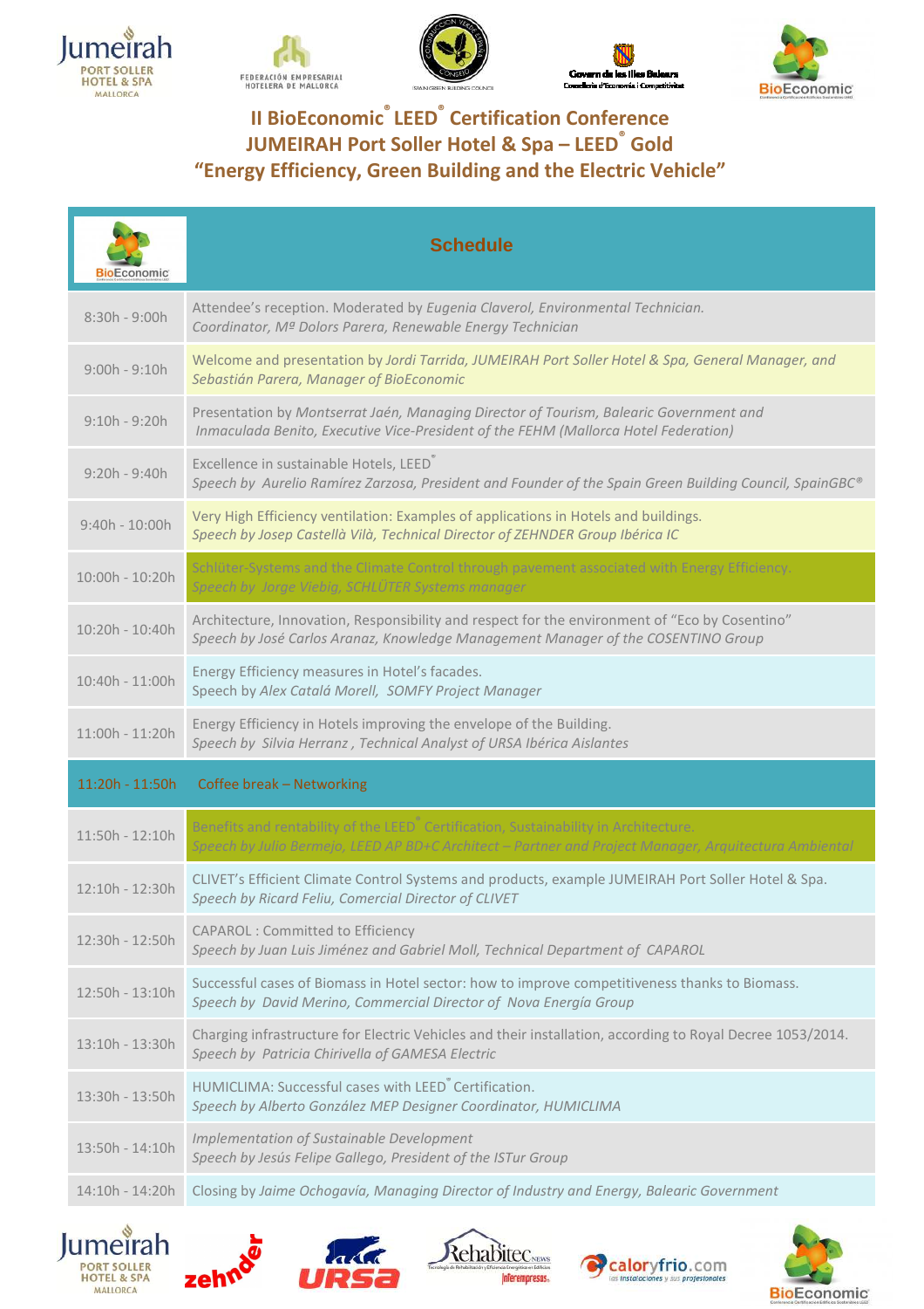# II BioEconomic® LEED® Certification Conference
## JUMEIRAH Port Soller Hotel & Spa – LEED® Gold
## "Energy Efficiency, Green Building and the Electric Vehicle"

| | Schedule |
|---|---|
| 8:30h - 9:00h | Attendee's reception. Moderated by *Eugenia Claverol, Environmental Technician.* *Coordinator, Mª Dolors Parera, Renewable Energy Technician* |
| 9:00h - 9:10h | Welcome and presentation by *Jordi Tarrida, JUMEIRAH Port Soller Hotel & Spa, General Manager, and Sebastián Parera, Manager of BioEconomic* |
| 9:10h - 9:20h | Presentation by *Montserrat Jaén, Managing Director of Tourism, Balearic Government and Inmaculada Benito, Executive Vice-President of the FEHM (Mallorca Hotel Federation)* |
| 9:20h - 9:40h | Excellence in sustainable Hotels, LEED® *Speech by Aurelio Ramírez Zarzosa, President and Founder of the Spain Green Building Council, SpainGBC®* |
| 9:40h - 10:00h | Very High Efficiency ventilation: Examples of applications in Hotels and buildings. *Speech by Josep Castellà Vilà, Technical Director of ZEHNDER Group Ibérica IC* |
| 10:00h - 10:20h | Schlüter-Systems and the Climate Control through pavement associated with Energy Efficiency. *Speech by Jorge Viebig, SCHLÜTER Systems manager* |
| 10:20h - 10:40h | Architecture, Innovation, Responsibility and respect for the environment of "Eco by Cosentino" *Speech by José Carlos Aranaz, Knowledge Management Manager of the COSENTINO Group* |
| 10:40h - 11:00h | Energy Efficiency measures in Hotel's facades. Speech by *Alex Catalá Morell, SOMFY Project Manager* |
| 11:00h - 11:20h | Energy Efficiency in Hotels improving the envelope of the Building. *Speech by Silvia Herranz , Technical Analyst of URSA Ibérica Aislantes* |
| 11:20h - 11:50h | Coffee break – Networking |
| 11:50h - 12:10h | Benefits and rentability of the LEED® Certification, Sustainability in Architecture. *Speech by Julio Bermejo, LEED AP BD+C Architect – Partner and Project Manager, Arquitectura Ambiental* |
| 12:10h - 12:30h | CLIVET's Efficient Climate Control Systems and products, example JUMEIRAH Port Soller Hotel & Spa. *Speech by Ricard Feliu, Comercial Director of CLIVET* |
| 12:30h - 12:50h | CAPAROL : Committed to Efficiency *Speech by Juan Luis Jiménez and Gabriel Moll, Technical Department of CAPAROL* |
| 12:50h - 13:10h | Successful cases of Biomass in Hotel sector: how to improve competitiveness thanks to Biomass. *Speech by David Merino, Commercial Director of Nova Energía Group* |
| 13:10h - 13:30h | Charging infrastructure for Electric Vehicles and their installation, according to Royal Decree 1053/2014. *Speech by Patricia Chirivella of GAMESA Electric* |
| 13:30h - 13:50h | HUMICLIMA: Successful cases with LEED® Certification. *Speech by Alberto González MEP Designer Coordinator, HUMICLIMA* |
| 13:50h - 14:10h | *Implementation of Sustainable Development* *Speech by Jesús Felipe Gallego, President of the ISTur Group* |
| 14:10h - 14:20h | Closing by *Jaime Ochogavía, Managing Director of Industry and Energy, Balearic Government* |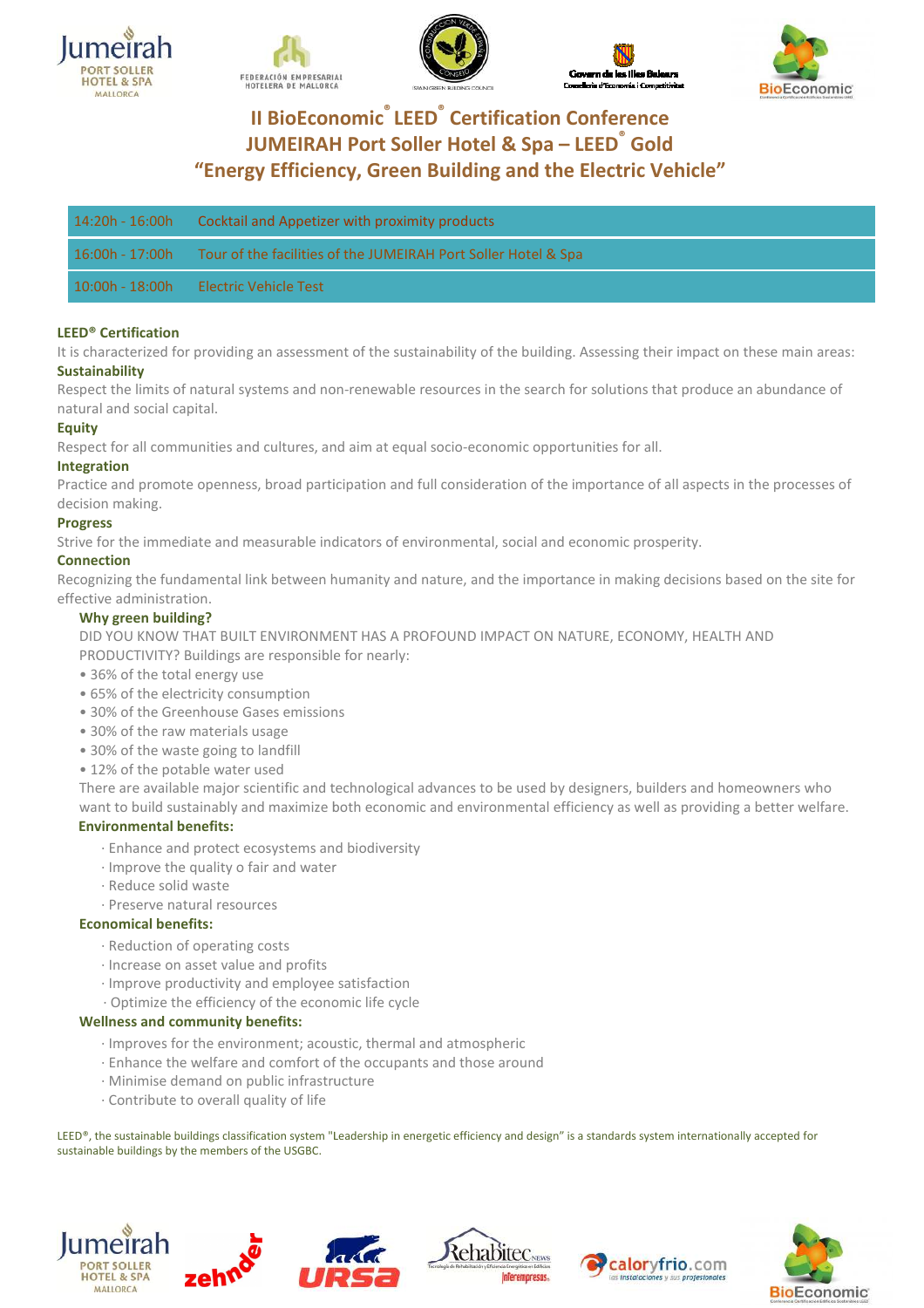# II BioEconomic® LEED® Certification Conference
## JUMEIRAH Port Soller Hotel & Spa – LEED® Gold
## "Energy Efficiency, Green Building and the Electric Vehicle"

| | |
|---|---|
| 14:20h - 16:00h | Cocktail and Appetizer with proximity products |
| 16:00h - 17:00h | Tour of the facilities of the JUMEIRAH Port Soller Hotel & Spa |
| 10:00h - 18:00h | Electric Vehicle Test |

**LEED® Certification**

It is characterized for providing an assessment of the sustainability of the building. Assessing their impact on these main areas:

**Sustainability**

Respect the limits of natural systems and non-renewable resources in the search for solutions that produce an abundance of natural and social capital.

**Equity**

Respect for all communities and cultures, and aim at equal socio-economic opportunities for all.

**Integration**

Practice and promote openness, broad participation and full consideration of the importance of all aspects in the processes of decision making.

**Progress**

Strive for the immediate and measurable indicators of environmental, social and economic prosperity.

**Connection**

Recognizing the fundamental link between humanity and nature, and the importance in making decisions based on the site for effective administration.

**Why green building?**

DID YOU KNOW THAT BUILT ENVIRONMENT HAS A PROFOUND IMPACT ON NATURE, ECONOMY, HEALTH AND PRODUCTIVITY? Buildings are responsible for nearly:

- 36% of the total energy use
- 65% of the electricity consumption
- 30% of the Greenhouse Gases emissions
- 30% of the raw materials usage
- 30% of the waste going to landfill
- 12% of the potable water used

There are available major scientific and technological advances to be used by designers, builders and homeowners who want to build sustainably and maximize both economic and environmental efficiency as well as providing a better welfare.

**Environmental benefits:**

- Enhance and protect ecosystems and biodiversity
- Improve the quality o fair and water
- Reduce solid waste
- Preserve natural resources

**Economical benefits:**

- Reduction of operating costs
- Increase on asset value and profits
- Improve productivity and employee satisfaction
- Optimize the efficiency of the economic life cycle

**Wellness and community benefits:**

- Improves for the environment; acoustic, thermal and atmospheric
- Enhance the welfare and comfort of the occupants and those around
- Minimise demand on public infrastructure
- Contribute to overall quality of life

LEED®, the sustainable buildings classification system "Leadership in energetic efficiency and design" is a standards system internationally accepted for sustainable buildings by the members of the USGBC.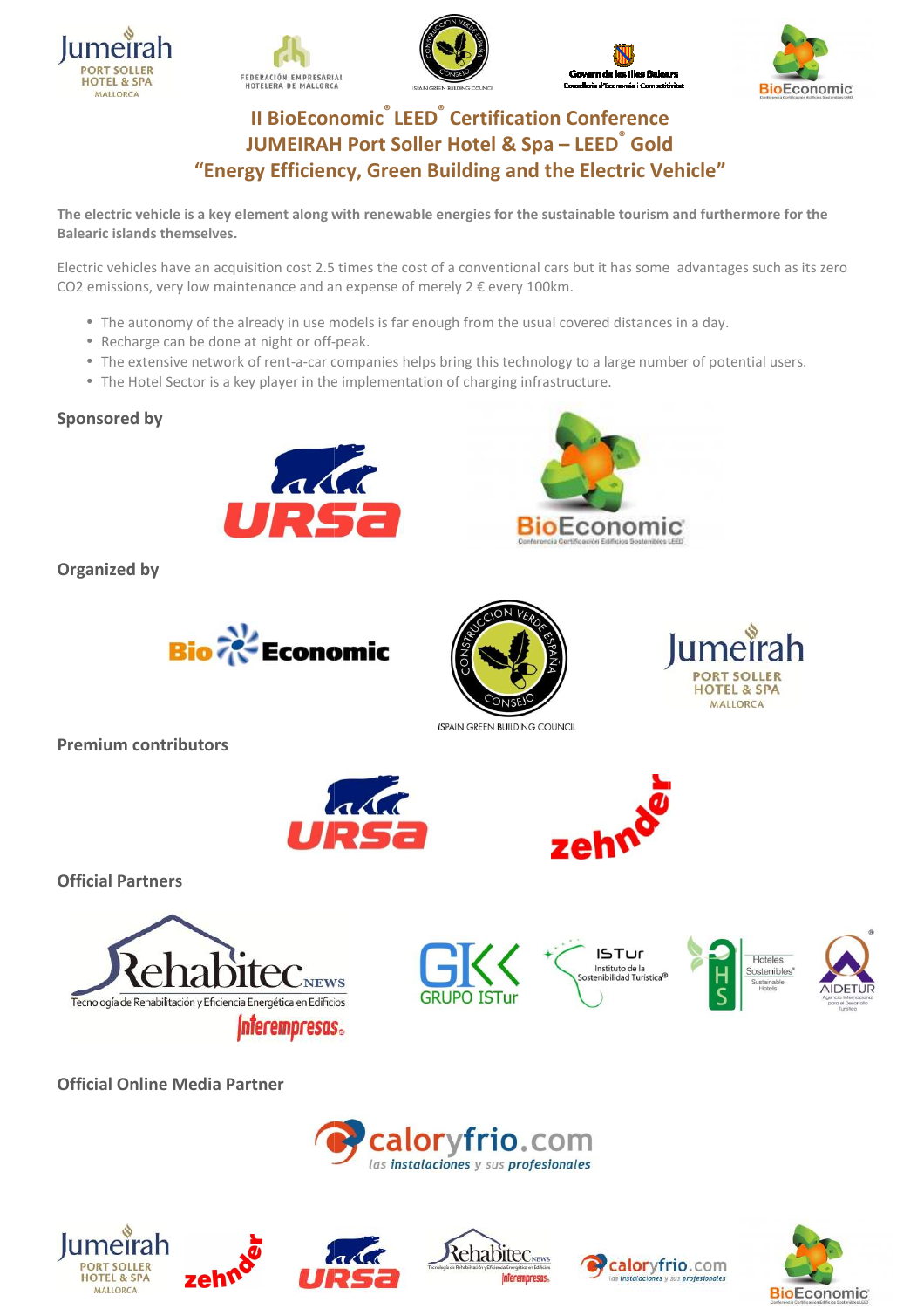## II BioEconomic® LEED® Certification Conference
## JUMEIRAH Port Soller Hotel & Spa – LEED® Gold
## "Energy Efficiency, Green Building and the Electric Vehicle"

**The electric vehicle is a key element along with renewable energies for the sustainable tourism and furthermore for the Balearic islands themselves.**

Electric vehicles have an acquisition cost 2.5 times the cost of a conventional cars but it has some advantages such as its zero $CO_2$ emissions, very low maintenance and an expense of merely 2 € every 100km.

- The autonomy of the already in use models is far enough from the usual covered distances in a day.
- Recharge can be done at night or off-peak.
- The extensive network of rent-a-car companies helps bring this technology to a large number of potential users.
- The Hotel Sector is a key player in the implementation of charging infrastructure.

**Sponsored by**

URSA

BioEconomic

**Organized by**

BioEconomic

Spain Green Building Council

Jumeirah Port Soller Hotel & Spa Mallorca

**Premium contributors**

URSA

zehnder

**Official Partners**

Rehabitec News – Interempresas

Grupo ISTur

ISTur Instituto de la Sostenibilidad Turística

HS Hoteles Sostenibles

AIDETUR

**Official Online Media Partner**

caloryfrio.com – las instalaciones y sus profesionales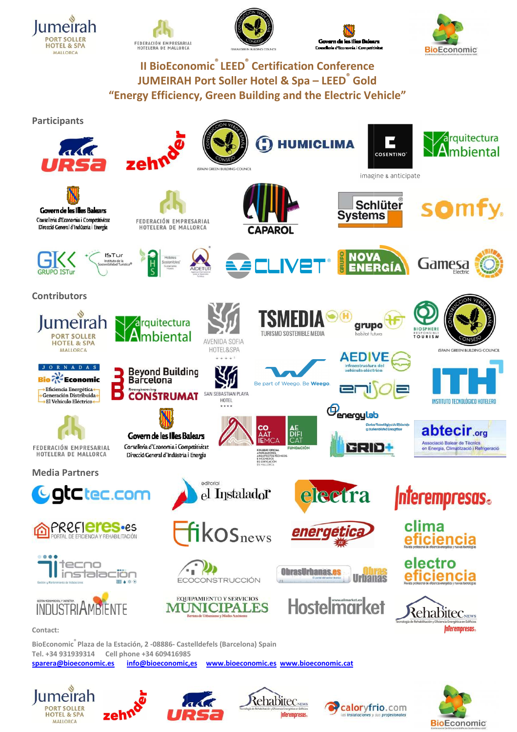## II BioEconomic® LEED® Certification Conference

## JUMEIRAH Port Soller Hotel & Spa – LEED® Gold

## "Energy Efficiency, Green Building and the Electric Vehicle"

### Participants

### Contributors

### Media Partners

Contact:

BioEconomic® Plaza de la Estación, 2 -08886- Castelldefels (Barcelona) Spain

Tel. +34 931939314 Cell phone +34 609416985

sparera@bioeconomic.es info@bioeconomic,es www.bioeconomic.es www.bioeconomic.cat